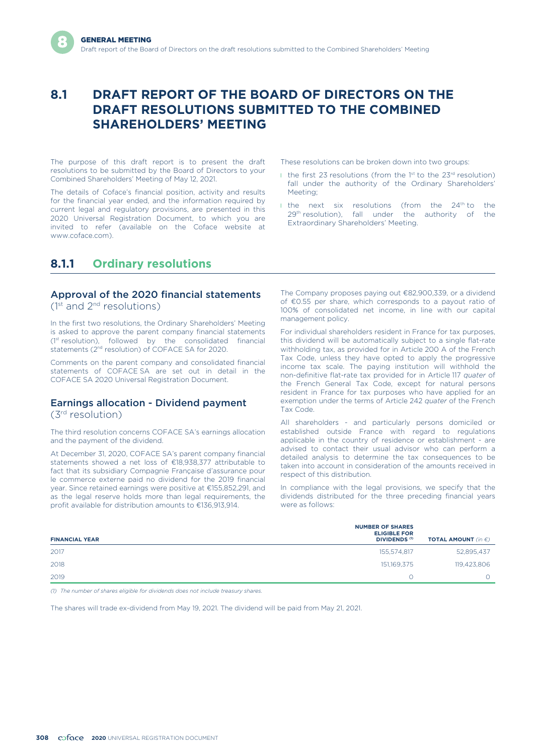# 8.1 DRAFT REPORT OF THE BOARD OF DIRECTORS ON THE DRAFT RESOLUTIONS SUBMITTED TO THE COMBINED SHAREHOLDERS' MEETING

The purpose of this draft report is to present the draft resolutions to be submitted by the Board of Directors to your Combined Shareholders' Meeting of May 12, 2021.

The details of Coface's financial position, activity and results for the financial year ended, and the information required by current legal and regulatory provisions, are presented in this 2020 Universal Registration Document, to which you are invited to refer (available on the Coface website at www.coface.com).

These resolutions can be broken down into two groups:

- the first 23 resolutions (from the 1st to the 23rd resolution) fall under the authority of the Ordinary Shareholders' Meeting;
- the next six resolutions (from the 24th to the 29th resolution), fall under the authority of the Extraordinary Shareholders' Meeting.

## 8.1.1 Ordinary resolutions

### Approval of the 2020 financial statements (1st and 2nd resolutions)

In the first two resolutions, the Ordinary Shareholders' Meeting is asked to approve the parent company financial statements (1st resolution), followed by the consolidated financial statements (2nd resolution) of COFACE SA for 2020.

Comments on the parent company and consolidated financial statements of COFACE SA are set out in detail in the COFACE SA 2020 Universal Registration Document.

### Earnings allocation - Dividend payment (3rd resolution)

The third resolution concerns COFACE SA's earnings allocation and the payment of the dividend.

At December 31, 2020, COFACE SA's parent company financial statements showed a net loss of €18,938,377 attributable to fact that its subsidiary Compagnie Française d'assurance pour le commerce externe paid no dividend for the 2019 financial year. Since retained earnings were positive at €155,852,291, and as the legal reserve holds more than legal requirements, the profit available for distribution amounts to €136,913,914.

The Company proposes paying out €82,900,339, or a dividend of €0.55 per share, which corresponds to a payout ratio of 100% of consolidated net income, in line with our capital management policy.

For individual shareholders resident in France for tax purposes, this dividend will be automatically subject to a single flat-rate withholding tax, as provided for in Article 200 A of the French Tax Code, unless they have opted to apply the progressive income tax scale. The paying institution will withhold the non-definitive flat-rate tax provided for in Article 117 *quater* of the French General Tax Code, except for natural persons resident in France for tax purposes who have applied for an exemption under the terms of Article 242 *quater* of the French Tax Code.

All shareholders - and particularly persons domiciled or established outside France with regard to regulations applicable in the country of residence or establishment - are advised to contact their usual advisor who can perform a detailed analysis to determine the tax consequences to be taken into account in consideration of the amounts received in respect of this distribution.

In compliance with the legal provisions, we specify that the dividends distributed for the three preceding financial years were as follows:

| FINANCIAL YEAR | NUMBER OF SHARES ELIGIBLE FOR DIVIDENDS [1] | TOTAL AMOUNT *(in €)* |
|---|---|---|
| 2017 | 155,574,817 | 52,895,437 |
| 2018 | 151,169,375 | 119,423,806 |
| 2019 | 0 | 0 |

*(1) The number of shares eligible for dividends does not include treasury shares.*

The shares will trade ex-dividend from May 19, 2021. The dividend will be paid from May 21, 2021.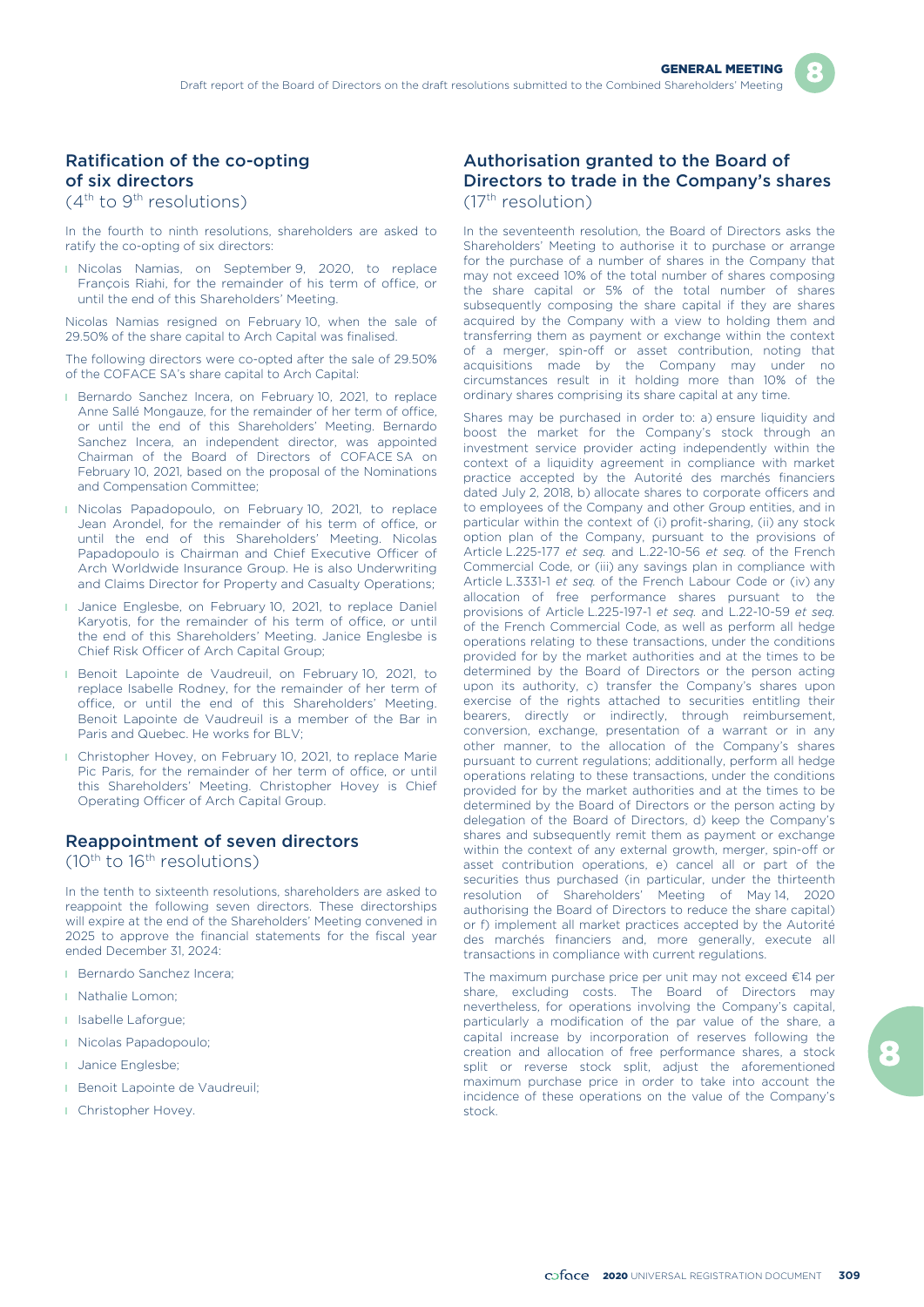## Ratification of the co-opting of six directors

(4th to 9th resolutions)

In the fourth to ninth resolutions, shareholders are asked to ratify the co-opting of six directors:

- Nicolas Namias, on September 9, 2020, to replace François Riahi, for the remainder of his term of office, or until the end of this Shareholders' Meeting.

Nicolas Namias resigned on February 10, when the sale of 29.50% of the share capital to Arch Capital was finalised.

The following directors were co-opted after the sale of 29.50% of the COFACE SA's share capital to Arch Capital:

- Bernardo Sanchez Incera, on February 10, 2021, to replace Anne Sallé Mongauze, for the remainder of her term of office, or until the end of this Shareholders' Meeting. Bernardo Sanchez Incera, an independent director, was appointed Chairman of the Board of Directors of COFACE SA on February 10, 2021, based on the proposal of the Nominations and Compensation Committee;
- Nicolas Papadopoulo, on February 10, 2021, to replace Jean Arondel, for the remainder of his term of office, or until the end of this Shareholders' Meeting. Nicolas Papadopoulo is Chairman and Chief Executive Officer of Arch Worldwide Insurance Group. He is also Underwriting and Claims Director for Property and Casualty Operations;
- Janice Englesbe, on February 10, 2021, to replace Daniel Karyotis, for the remainder of his term of office, or until the end of this Shareholders' Meeting. Janice Englesbe is Chief Risk Officer of Arch Capital Group;
- Benoit Lapointe de Vaudreuil, on February 10, 2021, to replace Isabelle Rodney, for the remainder of her term of office, or until the end of this Shareholders' Meeting. Benoit Lapointe de Vaudreuil is a member of the Bar in Paris and Quebec. He works for BLV;
- Christopher Hovey, on February 10, 2021, to replace Marie Pic Paris, for the remainder of her term of office, or until this Shareholders' Meeting. Christopher Hovey is Chief Operating Officer of Arch Capital Group.

## Reappointment of seven directors

(10th to 16th resolutions)

In the tenth to sixteenth resolutions, shareholders are asked to reappoint the following seven directors. These directorships will expire at the end of the Shareholders' Meeting convened in 2025 to approve the financial statements for the fiscal year ended December 31, 2024:

- Bernardo Sanchez Incera;
- Nathalie Lomon;
- Isabelle Laforgue;
- Nicolas Papadopoulo;
- Janice Englesbe;
- Benoit Lapointe de Vaudreuil;
- Christopher Hovey.

## Authorisation granted to the Board of Directors to trade in the Company's shares

(17th resolution)

In the seventeenth resolution, the Board of Directors asks the Shareholders' Meeting to authorise it to purchase or arrange for the purchase of a number of shares in the Company that may not exceed 10% of the total number of shares composing the share capital or 5% of the total number of shares subsequently composing the share capital if they are shares acquired by the Company with a view to holding them and transferring them as payment or exchange within the context of a merger, spin-off or asset contribution, noting that acquisitions made by the Company may under no circumstances result in it holding more than 10% of the ordinary shares comprising its share capital at any time.

Shares may be purchased in order to: a) ensure liquidity and boost the market for the Company's stock through an investment service provider acting independently within the context of a liquidity agreement in compliance with market practice accepted by the Autorité des marchés financiers dated July 2, 2018, b) allocate shares to corporate officers and to employees of the Company and other Group entities, and in particular within the context of (i) profit-sharing, (ii) any stock option plan of the Company, pursuant to the provisions of Article L.225-177 *et seq.* and L.22-10-56 *et seq.* of the French Commercial Code, or (iii) any savings plan in compliance with Article L.3331-1 *et seq.* of the French Labour Code or (iv) any allocation of free performance shares pursuant to the provisions of Article L.225-197-1 *et seq.* and L.22-10-59 *et seq.* of the French Commercial Code, as well as perform all hedge operations relating to these transactions, under the conditions provided for by the market authorities and at the times to be determined by the Board of Directors or the person acting upon its authority, c) transfer the Company's shares upon exercise of the rights attached to securities entitling their bearers, directly or indirectly, through reimbursement, conversion, exchange, presentation of a warrant or in any other manner, to the allocation of the Company's shares pursuant to current regulations; additionally, perform all hedge operations relating to these transactions, under the conditions provided for by the market authorities and at the times to be determined by the Board of Directors or the person acting by delegation of the Board of Directors, d) keep the Company's shares and subsequently remit them as payment or exchange within the context of any external growth, merger, spin-off or asset contribution operations, e) cancel all or part of the securities thus purchased (in particular, under the thirteenth resolution of Shareholders' Meeting of May 14, 2020 authorising the Board of Directors to reduce the share capital) or f) implement all market practices accepted by the Autorité des marchés financiers and, more generally, execute all transactions in compliance with current regulations.

The maximum purchase price per unit may not exceed €14 per share, excluding costs. The Board of Directors may nevertheless, for operations involving the Company's capital, particularly a modification of the par value of the share, a capital increase by incorporation of reserves following the creation and allocation of free performance shares, a stock split or reverse stock split, adjust the aforementioned maximum purchase price in order to take into account the incidence of these operations on the value of the Company's stock.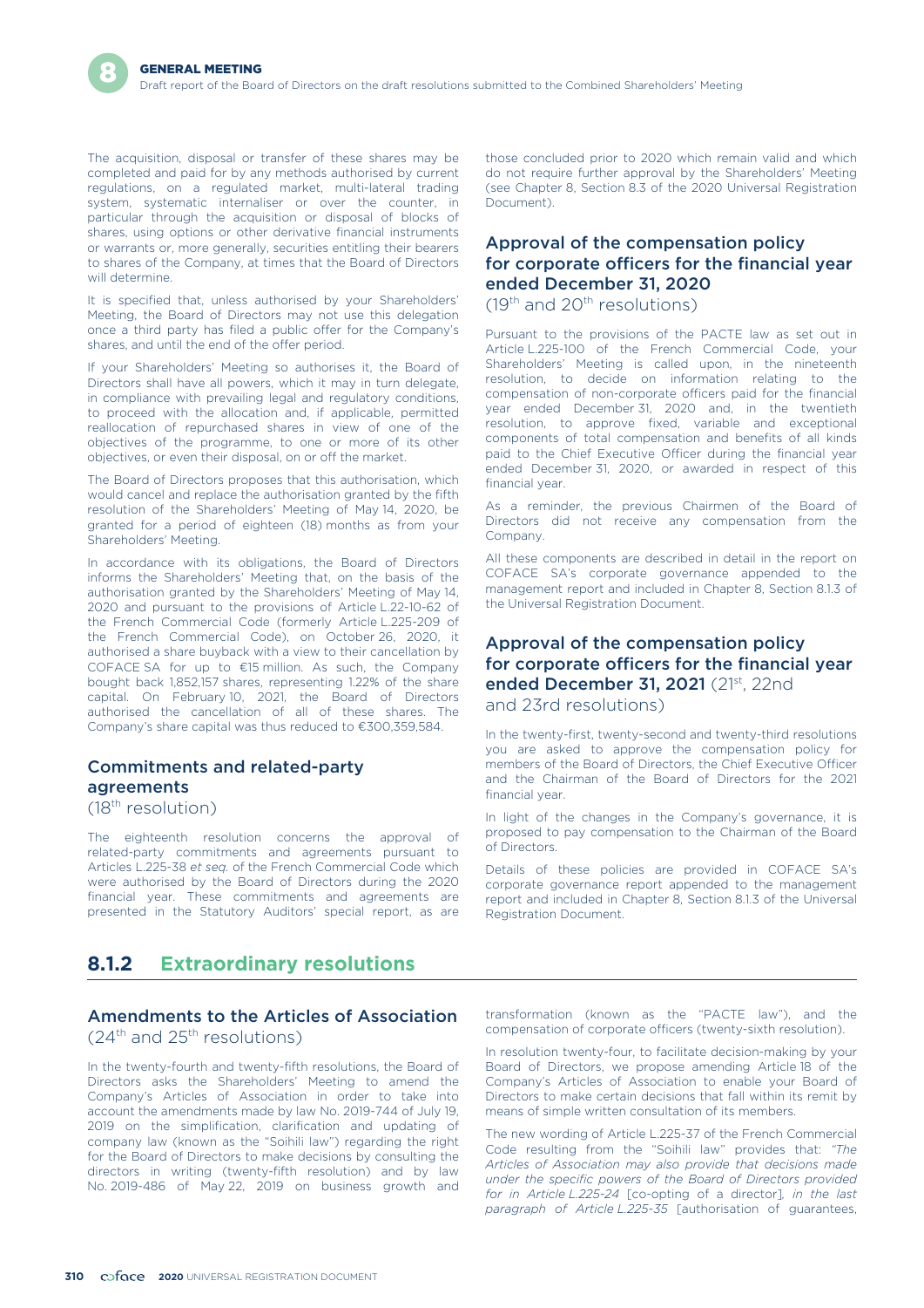The acquisition, disposal or transfer of these shares may be completed and paid for by any methods authorised by current regulations, on a regulated market, multi-lateral trading system, systematic internaliser or over the counter, in particular through the acquisition or disposal of blocks of shares, using options or other derivative financial instruments or warrants or, more generally, securities entitling their bearers to shares of the Company, at times that the Board of Directors will determine.

It is specified that, unless authorised by your Shareholders' Meeting, the Board of Directors may not use this delegation once a third party has filed a public offer for the Company's shares, and until the end of the offer period.

If your Shareholders' Meeting so authorises it, the Board of Directors shall have all powers, which it may in turn delegate, in compliance with prevailing legal and regulatory conditions, to proceed with the allocation and, if applicable, permitted reallocation of repurchased shares in view of one of the objectives of the programme, to one or more of its other objectives, or even their disposal, on or off the market.

The Board of Directors proposes that this authorisation, which would cancel and replace the authorisation granted by the fifth resolution of the Shareholders' Meeting of May 14, 2020, be granted for a period of eighteen (18) months as from your Shareholders' Meeting.

In accordance with its obligations, the Board of Directors informs the Shareholders' Meeting that, on the basis of the authorisation granted by the Shareholders' Meeting of May 14, 2020 and pursuant to the provisions of Article L.22-10-62 of the French Commercial Code (formerly Article L.225-209 of the French Commercial Code), on October 26, 2020, it authorised a share buyback with a view to their cancellation by COFACE SA for up to €15 million. As such, the Company bought back 1,852,157 shares, representing 1.22% of the share capital. On February 10, 2021, the Board of Directors authorised the cancellation of all of these shares. The Company's share capital was thus reduced to €300,359,584.

### Commitments and related-party agreements

(18th resolution)

The eighteenth resolution concerns the approval of related-party commitments and agreements pursuant to Articles L.225-38 *et seq.* of the French Commercial Code which were authorised by the Board of Directors during the 2020 financial year. These commitments and agreements are presented in the Statutory Auditors' special report, as are those concluded prior to 2020 which remain valid and which do not require further approval by the Shareholders' Meeting (see Chapter 8, Section 8.3 of the 2020 Universal Registration Document).

### Approval of the compensation policy for corporate officers for the financial year ended December 31, 2020

(19th and 20th resolutions)

Pursuant to the provisions of the PACTE law as set out in Article L.225-100 of the French Commercial Code, your Shareholders' Meeting is called upon, in the nineteenth resolution, to decide on information relating to the compensation of non-corporate officers paid for the financial year ended December 31, 2020 and, in the twentieth resolution, to approve fixed, variable and exceptional components of total compensation and benefits of all kinds paid to the Chief Executive Officer during the financial year ended December 31, 2020, or awarded in respect of this financial year.

As a reminder, the previous Chairmen of the Board of Directors did not receive any compensation from the Company.

All these components are described in detail in the report on COFACE SA's corporate governance appended to the management report and included in Chapter 8, Section 8.1.3 of the Universal Registration Document.

### Approval of the compensation policy for corporate officers for the financial year ended December 31, 2021 (21st, 22nd and 23rd resolutions)

In the twenty-first, twenty-second and twenty-third resolutions you are asked to approve the compensation policy for members of the Board of Directors, the Chief Executive Officer and the Chairman of the Board of Directors for the 2021 financial year.

In light of the changes in the Company's governance, it is proposed to pay compensation to the Chairman of the Board of Directors.

Details of these policies are provided in COFACE SA's corporate governance report appended to the management report and included in Chapter 8, Section 8.1.3 of the Universal Registration Document.

## 8.1.2 Extraordinary resolutions

### Amendments to the Articles of Association

(24th and 25th resolutions)

In the twenty-fourth and twenty-fifth resolutions, the Board of Directors asks the Shareholders' Meeting to amend the Company's Articles of Association in order to take into account the amendments made by law No. 2019-744 of July 19, 2019 on the simplification, clarification and updating of company law (known as the "Soihili law") regarding the right for the Board of Directors to make decisions by consulting the directors in writing (twenty-fifth resolution) and by law No. 2019-486 of May 22, 2019 on business growth and transformation (known as the "PACTE law"), and the compensation of corporate officers (twenty-sixth resolution).

In resolution twenty-four, to facilitate decision-making by your Board of Directors, we propose amending Article 18 of the Company's Articles of Association to enable your Board of Directors to make certain decisions that fall within its remit by means of simple written consultation of its members.

The new wording of Article L.225-37 of the French Commercial Code resulting from the "Soihili law" provides that: *"The Articles of Association may also provide that decisions made under the specific powers of the Board of Directors provided for in Article L.225-24* [co-opting of a director]*, in the last paragraph of Article L.225-35* [authorisation of guarantees,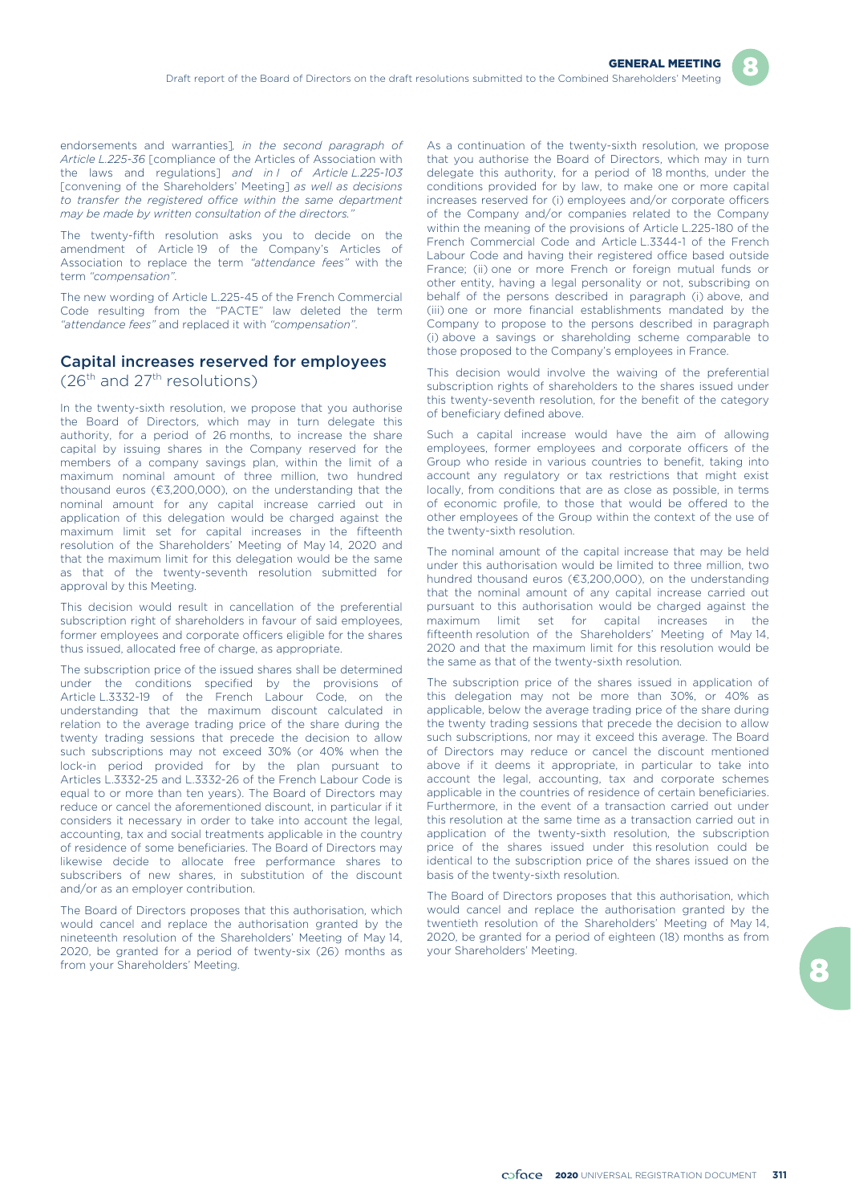endorsements and warranties], *in the second paragraph of Article L.225-36* [compliance of the Articles of Association with the laws and regulations] *and in I of Article L.225-103* [convening of the Shareholders' Meeting] *as well as decisions to transfer the registered office within the same department may be made by written consultation of the directors."*

The twenty-fifth resolution asks you to decide on the amendment of Article 19 of the Company's Articles of Association to replace the term *"attendance fees"* with the term *"compensation"*.

The new wording of Article L.225-45 of the French Commercial Code resulting from the "PACTE" law deleted the term *"attendance fees"* and replaced it with *"compensation"*.

## Capital increases reserved for employees (26th and 27th resolutions)

In the twenty-sixth resolution, we propose that you authorise the Board of Directors, which may in turn delegate this authority, for a period of 26 months, to increase the share capital by issuing shares in the Company reserved for the members of a company savings plan, within the limit of a maximum nominal amount of three million, two hundred thousand euros (€3,200,000), on the understanding that the nominal amount for any capital increase carried out in application of this delegation would be charged against the maximum limit set for capital increases in the fifteenth resolution of the Shareholders' Meeting of May 14, 2020 and that the maximum limit for this delegation would be the same as that of the twenty-seventh resolution submitted for approval by this Meeting.

This decision would result in cancellation of the preferential subscription right of shareholders in favour of said employees, former employees and corporate officers eligible for the shares thus issued, allocated free of charge, as appropriate.

The subscription price of the issued shares shall be determined under the conditions specified by the provisions of Article L.3332-19 of the French Labour Code, on the understanding that the maximum discount calculated in relation to the average trading price of the share during the twenty trading sessions that precede the decision to allow such subscriptions may not exceed 30% (or 40% when the lock-in period provided for by the plan pursuant to Articles L.3332-25 and L.3332-26 of the French Labour Code is equal to or more than ten years). The Board of Directors may reduce or cancel the aforementioned discount, in particular if it considers it necessary in order to take into account the legal, accounting, tax and social treatments applicable in the country of residence of some beneficiaries. The Board of Directors may likewise decide to allocate free performance shares to subscribers of new shares, in substitution of the discount and/or as an employer contribution.

The Board of Directors proposes that this authorisation, which would cancel and replace the authorisation granted by the nineteenth resolution of the Shareholders' Meeting of May 14, 2020, be granted for a period of twenty-six (26) months as from your Shareholders' Meeting.

As a continuation of the twenty-sixth resolution, we propose that you authorise the Board of Directors, which may in turn delegate this authority, for a period of 18 months, under the conditions provided for by law, to make one or more capital increases reserved for (i) employees and/or corporate officers of the Company and/or companies related to the Company within the meaning of the provisions of Article L.225-180 of the French Commercial Code and Article L.3344-1 of the French Labour Code and having their registered office based outside France; (ii) one or more French or foreign mutual funds or other entity, having a legal personality or not, subscribing on behalf of the persons described in paragraph (i) above, and (iii) one or more financial establishments mandated by the Company to propose to the persons described in paragraph (i) above a savings or shareholding scheme comparable to those proposed to the Company's employees in France.

This decision would involve the waiving of the preferential subscription rights of shareholders to the shares issued under this twenty-seventh resolution, for the benefit of the category of beneficiary defined above.

Such a capital increase would have the aim of allowing employees, former employees and corporate officers of the Group who reside in various countries to benefit, taking into account any regulatory or tax restrictions that might exist locally, from conditions that are as close as possible, in terms of economic profile, to those that would be offered to the other employees of the Group within the context of the use of the twenty-sixth resolution.

The nominal amount of the capital increase that may be held under this authorisation would be limited to three million, two hundred thousand euros (€3,200,000), on the understanding that the nominal amount of any capital increase carried out pursuant to this authorisation would be charged against the maximum limit set for capital increases in the fifteenth resolution of the Shareholders' Meeting of May 14, 2020 and that the maximum limit for this resolution would be the same as that of the twenty-sixth resolution.

The subscription price of the shares issued in application of this delegation may not be more than 30%, or 40% as applicable, below the average trading price of the share during the twenty trading sessions that precede the decision to allow such subscriptions, nor may it exceed this average. The Board of Directors may reduce or cancel the discount mentioned above if it deems it appropriate, in particular to take into account the legal, accounting, tax and corporate schemes applicable in the countries of residence of certain beneficiaries. Furthermore, in the event of a transaction carried out under this resolution at the same time as a transaction carried out in application of the twenty-sixth resolution, the subscription price of the shares issued under this resolution could be identical to the subscription price of the shares issued on the basis of the twenty-sixth resolution.

The Board of Directors proposes that this authorisation, which would cancel and replace the authorisation granted by the twentieth resolution of the Shareholders' Meeting of May 14, 2020, be granted for a period of eighteen (18) months as from your Shareholders' Meeting.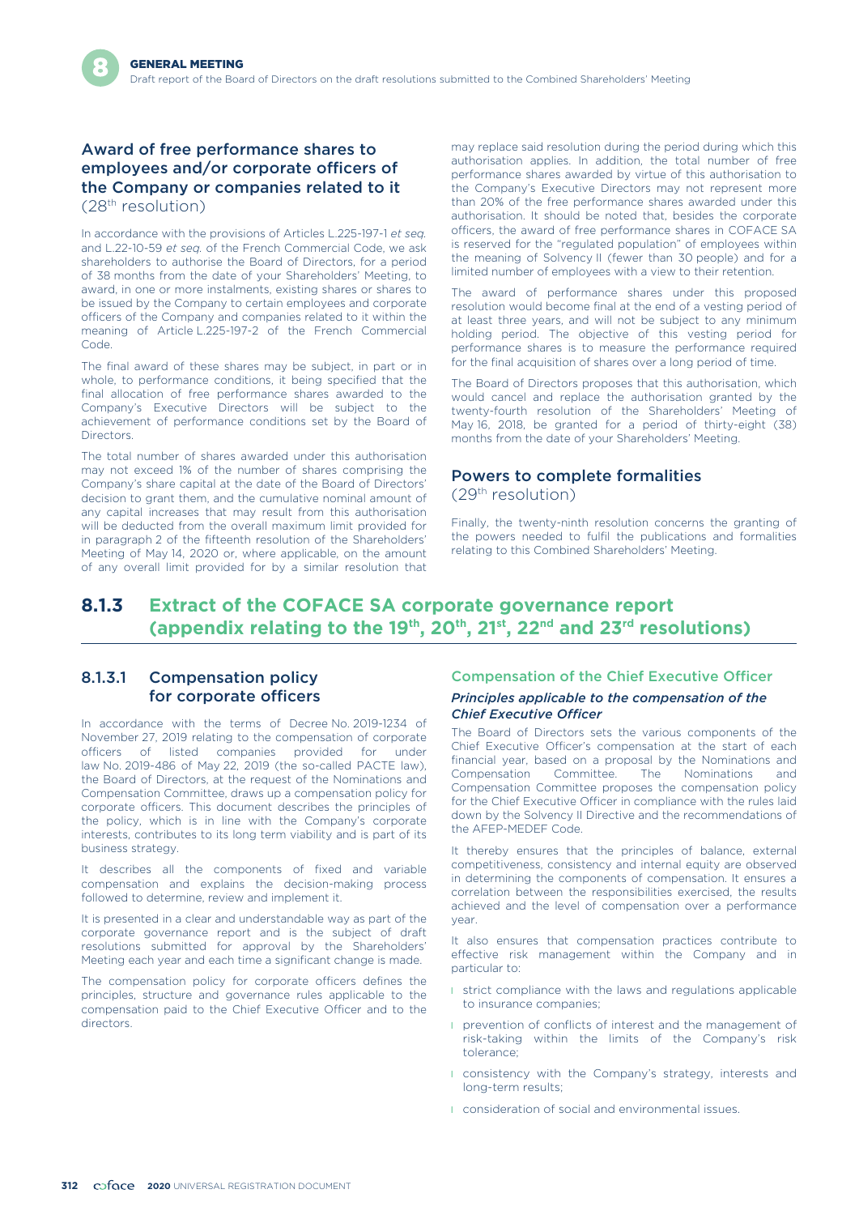## Award of free performance shares to employees and/or corporate officers of the Company or companies related to it (28th resolution)

In accordance with the provisions of Articles L.225-197-1 *et seq.* and L.22-10-59 *et seq.* of the French Commercial Code, we ask shareholders to authorise the Board of Directors, for a period of 38 months from the date of your Shareholders' Meeting, to award, in one or more instalments, existing shares or shares to be issued by the Company to certain employees and corporate officers of the Company and companies related to it within the meaning of Article L.225-197-2 of the French Commercial Code.

The final award of these shares may be subject, in part or in whole, to performance conditions, it being specified that the final allocation of free performance shares awarded to the Company's Executive Directors will be subject to the achievement of performance conditions set by the Board of Directors.

The total number of shares awarded under this authorisation may not exceed 1% of the number of shares comprising the Company's share capital at the date of the Board of Directors' decision to grant them, and the cumulative nominal amount of any capital increases that may result from this authorisation will be deducted from the overall maximum limit provided for in paragraph 2 of the fifteenth resolution of the Shareholders' Meeting of May 14, 2020 or, where applicable, on the amount of any overall limit provided for by a similar resolution that may replace said resolution during the period during which this authorisation applies. In addition, the total number of free performance shares awarded by virtue of this authorisation to the Company's Executive Directors may not represent more than 20% of the free performance shares awarded under this authorisation. It should be noted that, besides the corporate officers, the award of free performance shares in COFACE SA is reserved for the "regulated population" of employees within the meaning of Solvency II (fewer than 30 people) and for a limited number of employees with a view to their retention.

The award of performance shares under this proposed resolution would become final at the end of a vesting period of at least three years, and will not be subject to any minimum holding period. The objective of this vesting period for performance shares is to measure the performance required for the final acquisition of shares over a long period of time.

The Board of Directors proposes that this authorisation, which would cancel and replace the authorisation granted by the twenty-fourth resolution of the Shareholders' Meeting of May 16, 2018, be granted for a period of thirty-eight (38) months from the date of your Shareholders' Meeting.

## Powers to complete formalities (29th resolution)

Finally, the twenty-ninth resolution concerns the granting of the powers needed to fulfil the publications and formalities relating to this Combined Shareholders' Meeting.

# 8.1.3 Extract of the COFACE SA corporate governance report (appendix relating to the 19th, 20th, 21st, 22nd and 23rd resolutions)

## 8.1.3.1 Compensation policy for corporate officers

In accordance with the terms of Decree No. 2019-1234 of November 27, 2019 relating to the compensation of corporate officers of listed companies provided for under law No. 2019-486 of May 22, 2019 (the so-called PACTE law), the Board of Directors, at the request of the Nominations and Compensation Committee, draws up a compensation policy for corporate officers. This document describes the principles of the policy, which is in line with the Company's corporate interests, contributes to its long term viability and is part of its business strategy.

It describes all the components of fixed and variable compensation and explains the decision-making process followed to determine, review and implement it.

It is presented in a clear and understandable way as part of the corporate governance report and is the subject of draft resolutions submitted for approval by the Shareholders' Meeting each year and each time a significant change is made.

The compensation policy for corporate officers defines the principles, structure and governance rules applicable to the compensation paid to the Chief Executive Officer and to the directors.

### Compensation of the Chief Executive Officer

#### *Principles applicable to the compensation of the Chief Executive Officer*

The Board of Directors sets the various components of the Chief Executive Officer's compensation at the start of each financial year, based on a proposal by the Nominations and Compensation Committee. The Nominations and Compensation Committee proposes the compensation policy for the Chief Executive Officer in compliance with the rules laid down by the Solvency II Directive and the recommendations of the AFEP-MEDEF Code.

It thereby ensures that the principles of balance, external competitiveness, consistency and internal equity are observed in determining the components of compensation. It ensures a correlation between the responsibilities exercised, the results achieved and the level of compensation over a performance year.

It also ensures that compensation practices contribute to effective risk management within the Company and in particular to:

- strict compliance with the laws and regulations applicable to insurance companies;
- prevention of conflicts of interest and the management of risk-taking within the limits of the Company's risk tolerance;
- consistency with the Company's strategy, interests and long-term results;
- consideration of social and environmental issues.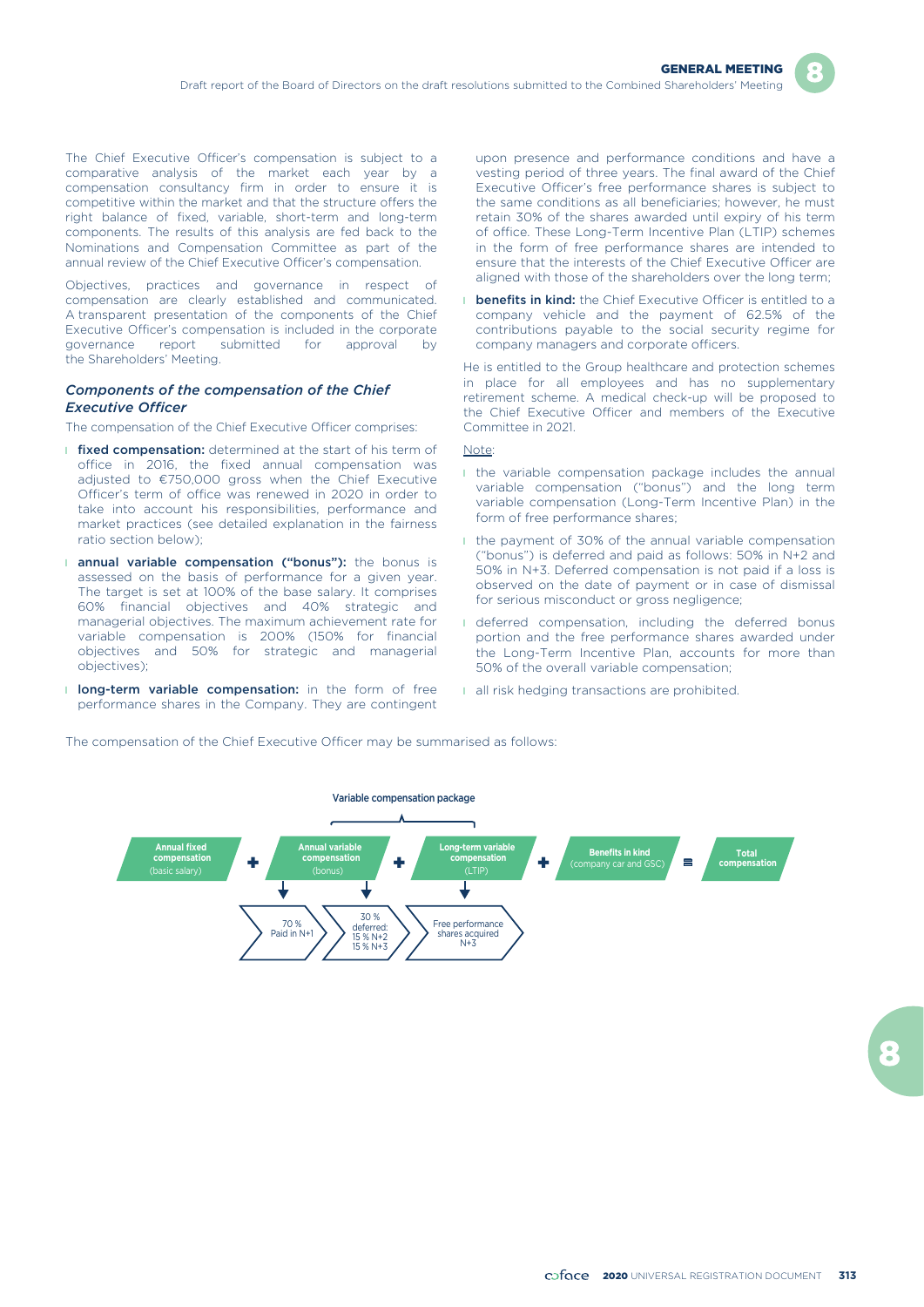The Chief Executive Officer's compensation is subject to a comparative analysis of the market each year by a compensation consultancy firm in order to ensure it is competitive within the market and that the structure offers the right balance of fixed, variable, short-term and long-term components. The results of this analysis are fed back to the Nominations and Compensation Committee as part of the annual review of the Chief Executive Officer's compensation.

Objectives, practices and governance in respect of compensation are clearly established and communicated. A transparent presentation of the components of the Chief Executive Officer's compensation is included in the corporate governance report submitted for approval by the Shareholders' Meeting.

### *Components of the compensation of the Chief Executive Officer*

The compensation of the Chief Executive Officer comprises:

- **fixed compensation:** determined at the start of his term of office in 2016, the fixed annual compensation was adjusted to €750,000 gross when the Chief Executive Officer's term of office was renewed in 2020 in order to take into account his responsibilities, performance and market practices (see detailed explanation in the fairness ratio section below);
- **annual variable compensation ("bonus"):** the bonus is assessed on the basis of performance for a given year. The target is set at 100% of the base salary. It comprises 60% financial objectives and 40% strategic and managerial objectives. The maximum achievement rate for variable compensation is 200% (150% for financial objectives and 50% for strategic and managerial objectives);
- **long-term variable compensation:** in the form of free performance shares in the Company. They are contingent upon presence and performance conditions and have a vesting period of three years. The final award of the Chief Executive Officer's free performance shares is subject to the same conditions as all beneficiaries; however, he must retain 30% of the shares awarded until expiry of his term of office. These Long-Term Incentive Plan (LTIP) schemes in the form of free performance shares are intended to ensure that the interests of the Chief Executive Officer are aligned with those of the shareholders over the long term;
- **benefits in kind:** the Chief Executive Officer is entitled to a company vehicle and the payment of 62.5% of the contributions payable to the social security regime for company managers and corporate officers.

He is entitled to the Group healthcare and protection schemes in place for all employees and has no supplementary retirement scheme. A medical check-up will be proposed to the Chief Executive Officer and members of the Executive Committee in 2021.

Note:

- the variable compensation package includes the annual variable compensation ("bonus") and the long term variable compensation (Long-Term Incentive Plan) in the form of free performance shares;
- the payment of 30% of the annual variable compensation ("bonus") is deferred and paid as follows: 50% in N+2 and 50% in N+3. Deferred compensation is not paid if a loss is observed on the date of payment or in case of dismissal for serious misconduct or gross negligence;
- deferred compensation, including the deferred bonus portion and the free performance shares awarded under the Long-Term Incentive Plan, accounts for more than 50% of the overall variable compensation;
- all risk hedging transactions are prohibited.

The compensation of the Chief Executive Officer may be summarised as follows:

**Variable compensation package**

**Annual fixed compensation** (basic salary) + **Annual variable compensation** (bonus) + **Long-term variable compensation** (LTIP) + **Benefits in kind** (company car and GSC) = **Total compensation**

- Annual variable compensation (bonus): 70 % Paid in N+1; 30 % deferred: 15 % N+2, 15 % N+3
- Long-term variable compensation (LTIP): Free performance shares acquired N+3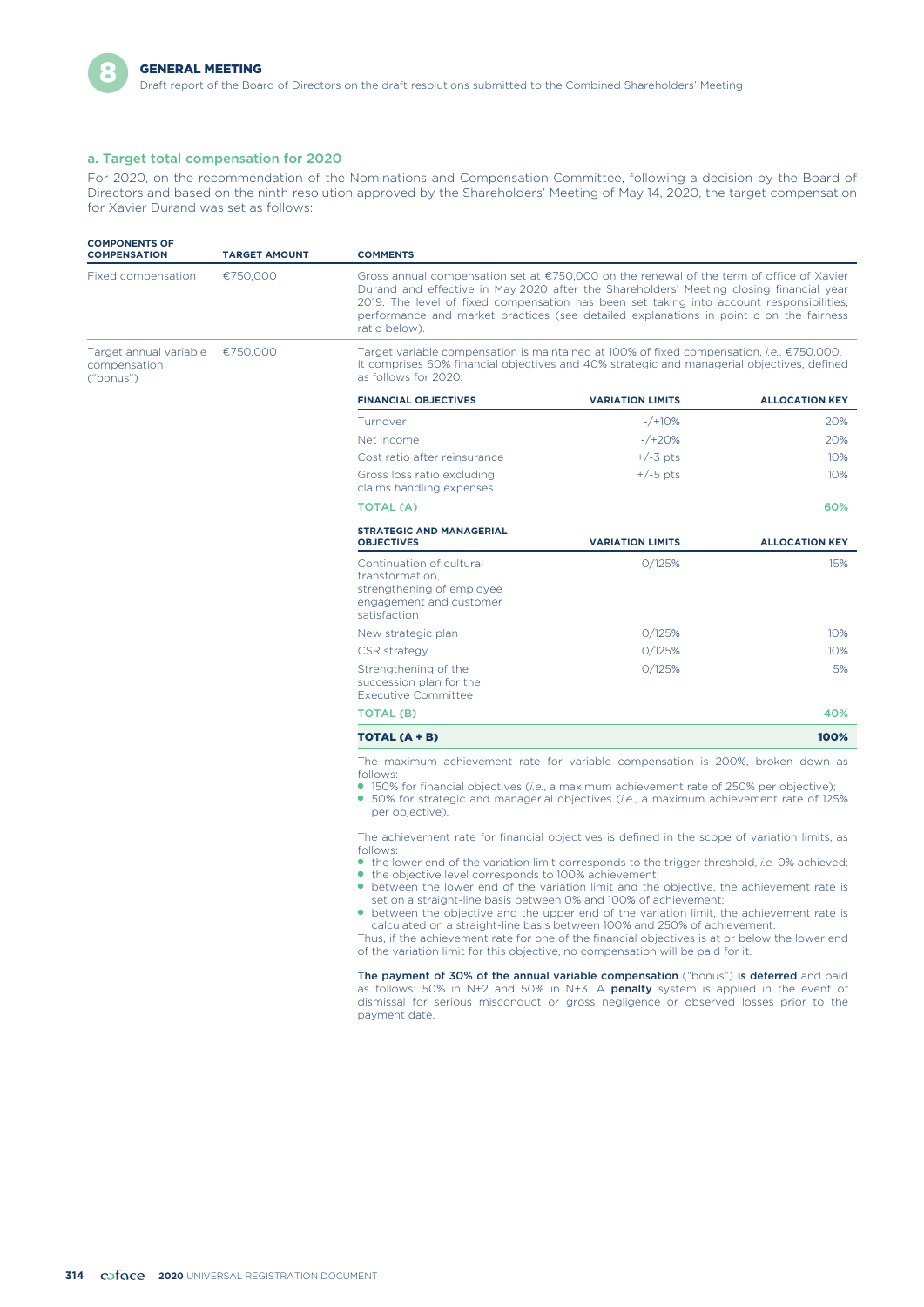### a. Target total compensation for 2020

For 2020, on the recommendation of the Nominations and Compensation Committee, following a decision by the Board of Directors and based on the ninth resolution approved by the Shareholders' Meeting of May 14, 2020, the target compensation for Xavier Durand was set as follows:

| COMPONENTS OF COMPENSATION | TARGET AMOUNT | COMMENTS |
|---|---|---|
| Fixed compensation | €750,000 | Gross annual compensation set at €750,000 on the renewal of the term of office of Xavier Durand and effective in May 2020 after the Shareholders' Meeting closing financial year 2019. The level of fixed compensation has been set taking into account responsibilities, performance and market practices (see detailed explanations in point c on the fairness ratio below). |
| Target annual variable compensation ("bonus") | €750,000 | Target variable compensation is maintained at 100% of fixed compensation, *i.e.*, €750,000. It comprises 60% financial objectives and 40% strategic and managerial objectives, defined as follows for 2020: |

| FINANCIAL OBJECTIVES | VARIATION LIMITS | ALLOCATION KEY |
|---|---|---|
| Turnover | -/+10% | 20% |
| Net income | -/+20% | 20% |
| Cost ratio after reinsurance | +/-3 pts | 10% |
| Gross loss ratio excluding claims handling expenses | +/-5 pts | 10% |
| TOTAL (A) | | 60% |
| **STRATEGIC AND MANAGERIAL OBJECTIVES** | **VARIATION LIMITS** | **ALLOCATION KEY** |
| Continuation of cultural transformation, strengthening of employee engagement and customer satisfaction | 0/125% | 15% |
| New strategic plan | 0/125% | 10% |
| CSR strategy | 0/125% | 10% |
| Strengthening of the succession plan for the Executive Committee | 0/125% | 5% |
| TOTAL (B) | | 40% |
| **TOTAL (A + B)** | | **100%** |

The maximum achievement rate for variable compensation is 200%, broken down as follows:

- 150% for financial objectives (*i.e.*, a maximum achievement rate of 250% per objective);
- 50% for strategic and managerial objectives (*i.e.*, a maximum achievement rate of 125% per objective).

The achievement rate for financial objectives is defined in the scope of variation limits, as follows:

- the lower end of the variation limit corresponds to the trigger threshold, *i.e.* 0% achieved;
- the objective level corresponds to 100% achievement;
- between the lower end of the variation limit and the objective, the achievement rate is set on a straight-line basis between 0% and 100% of achievement;
- between the objective and the upper end of the variation limit, the achievement rate is calculated on a straight-line basis between 100% and 250% of achievement.

Thus, if the achievement rate for one of the financial objectives is at or below the lower end of the variation limit for this objective, no compensation will be paid for it.

**The payment of 30% of the annual variable compensation** ("bonus") **is deferred** and paid as follows: 50% in N+2 and 50% in N+3. A **penalty** system is applied in the event of dismissal for serious misconduct or gross negligence or observed losses prior to the payment date.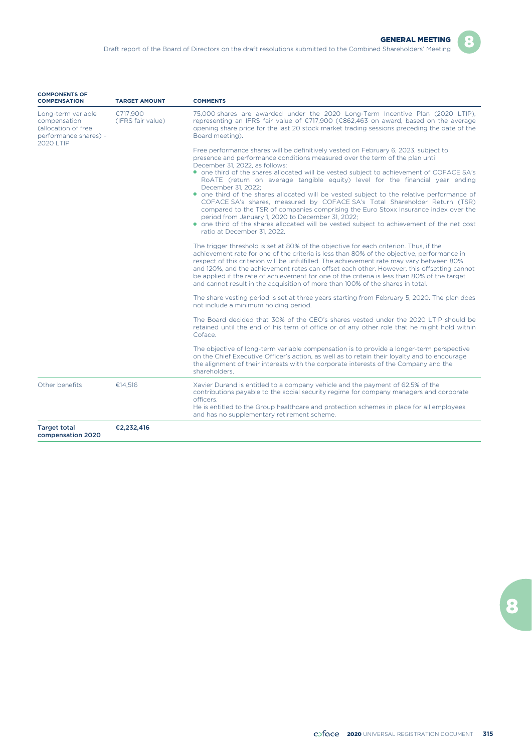| COMPONENTS OF COMPENSATION | TARGET AMOUNT | COMMENTS |
|---|---|---|
| Long-term variable compensation (allocation of free performance shares) – 2020 LTIP | €717,900 (IFRS fair value) | 75,000 shares are awarded under the 2020 Long-Term Incentive Plan (2020 LTIP), representing an IFRS fair value of €717,900 (€862,463 on award, based on the average opening share price for the last 20 stock market trading sessions preceding the date of the Board meeting).<br><br>Free performance shares will be definitively vested on February 6, 2023, subject to presence and performance conditions measured over the term of the plan until December 31, 2022, as follows:<br>• one third of the shares allocated will be vested subject to achievement of COFACE SA's RoATE (return on average tangible equity) level for the financial year ending December 31, 2022;<br>• one third of the shares allocated will be vested subject to the relative performance of COFACE SA's shares, measured by COFACE SA's Total Shareholder Return (TSR) compared to the TSR of companies comprising the Euro Stoxx Insurance index over the period from January 1, 2020 to December 31, 2022;<br>• one third of the shares allocated will be vested subject to achievement of the net cost ratio at December 31, 2022.<br><br>The trigger threshold is set at 80% of the objective for each criterion. Thus, if the achievement rate for one of the criteria is less than 80% of the objective, performance in respect of this criterion will be unfulfilled. The achievement rate may vary between 80% and 120%, and the achievement rates can offset each other. However, this offsetting cannot be applied if the rate of achievement for one of the criteria is less than 80% of the target and cannot result in the acquisition of more than 100% of the shares in total.<br><br>The share vesting period is set at three years starting from February 5, 2020. The plan does not include a minimum holding period.<br><br>The Board decided that 30% of the CEO's shares vested under the 2020 LTIP should be retained until the end of his term of office or of any other role that he might hold within Coface.<br><br>The objective of long-term variable compensation is to provide a longer-term perspective on the Chief Executive Officer's action, as well as to retain their loyalty and to encourage the alignment of their interests with the corporate interests of the Company and the shareholders. |
| Other benefits | €14,516 | Xavier Durand is entitled to a company vehicle and the payment of 62.5% of the contributions payable to the social security regime for company managers and corporate officers.<br>He is entitled to the Group healthcare and protection schemes in place for all employees and has no supplementary retirement scheme. |
| **Target total compensation 2020** | **€2,232,416** | |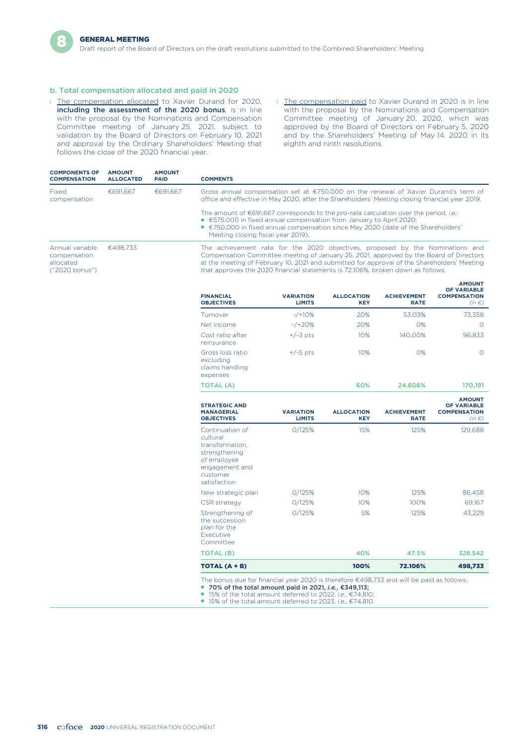## b. Total compensation allocated and paid in 2020

- The compensation allocated to Xavier Durand for 2020, **including the assessment of the 2020 bonus**, is in line with the proposal by the Nominations and Compensation Committee meeting of January 25, 2021, subject to validation by the Board of Directors on February 10, 2021 and approval by the Ordinary Shareholders' Meeting that follows the close of the 2020 financial year.
- The compensation paid to Xavier Durand in 2020 is in line with the proposal by the Nominations and Compensation Committee meeting of January 20, 2020, which was approved by the Board of Directors on February 5, 2020 and by the Shareholders' Meeting of May 14, 2020 in its eighth and ninth resolutions.

| COMPONENTS OF COMPENSATION | AMOUNT ALLOCATED | AMOUNT PAID | COMMENTS |
|---|---|---|---|
| Fixed compensation | €691,667 | €691,667 | Gross annual compensation set at €750,000 on the renewal of Xavier Durand's term of office and effective in May 2020, after the Shareholders' Meeting closing financial year 2019.<br><br>The amount of €691,667 corresponds to the *pro-rata* calculation over the period, *i.e.*:<br>• €575,000 in fixed annual compensation from January to April 2020;<br>• €750,000 in fixed annual compensation since May 2020 (date of the Shareholders' Meeting closing fiscal year 2019). |
| Annual variable compensation allocated ("2020 bonus") | €498,733 | | The achievement rate for the 2020 objectives, proposed by the Nominations and Compensation Committee meeting of January 25, 2021, approved by the Board of Directors at the meeting of February 10, 2021 and submitted for approval of the Shareholders' Meeting that approves the 2020 financial statements is 72.106%, broken down as follows: |

| FINANCIAL OBJECTIVES | VARIATION LIMITS | ALLOCATION KEY | ACHIEVEMENT RATE | AMOUNT OF VARIABLE COMPENSATION *(in €)* |
|---|---|---|---|---|
| Turnover | -/+10% | 20% | 53.03% | 73,358 |
| Net income | -/+20% | 20% | 0% | 0 |
| Cost ratio after reinsurance | +/-3 pts | 10% | 140.00% | 96,833 |
| Gross loss ratio excluding claims handling expenses | +/-5 pts | 10% | 0% | 0 |
| **TOTAL (A)** | | **60%** | **24.606%** | **170,191** |

| STRATEGIC AND MANAGERIAL OBJECTIVES | VARIATION LIMITS | ALLOCATION KEY | ACHIEVEMENT RATE | AMOUNT OF VARIABLE COMPENSATION *(in €)* |
|---|---|---|---|---|
| Continuation of cultural transformation, strengthening of employee engagement and customer satisfaction | 0/125% | 15% | 125% | 129,688 |
| New strategic plan | 0/125% | 10% | 125% | 86,458 |
| CSR strategy | 0/125% | 10% | 100% | 69,167 |
| Strengthening of the succession plan for the Executive Committee | 0/125% | 5% | 125% | 43,229 |
| **TOTAL (B)** | | **40%** | **47.5%** | **328,542** |
| **TOTAL (A + B)** | | **100%** | **72.106%** | **498,733** |

The bonus due for financial year 2020 is therefore €498,733 and will be paid as follows:

- **70% of the total amount paid in 2021, *i.e.*, €349,113;**
- 15% of the total amount deferred to 2022, *i.e.*, €74,810;
- 15% of the total amount deferred to 2023, *i.e.*, €74,810.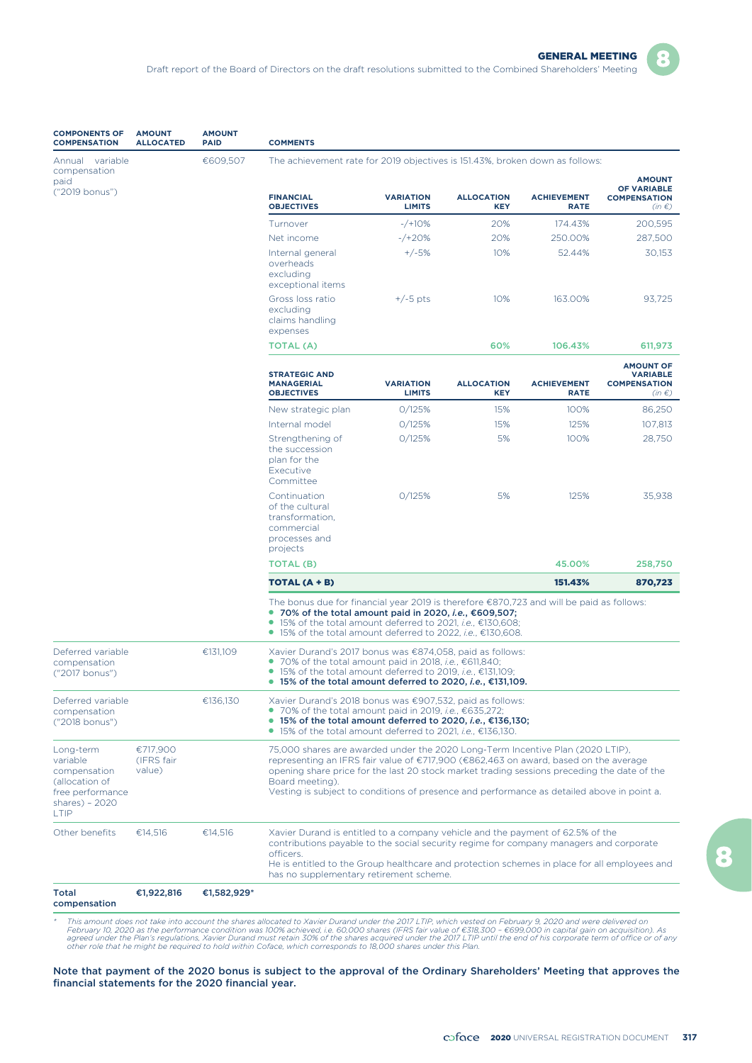| COMPONENTS OF COMPENSATION | AMOUNT ALLOCATED | AMOUNT PAID | COMMENTS |
|---|---|---|---|
| Annual variable compensation paid ("2019 bonus") | | €609,507 | The achievement rate for 2019 objectives is 151.43%, broken down as follows: (see tables below) The bonus due for financial year 2019 is therefore €870,723 and will be paid as follows: • **70% of the total amount paid in 2020, *i.e.*, €609,507;** • 15% of the total amount deferred to 2021, *i.e.*, €130,608; • 15% of the total amount deferred to 2022, *i.e.*, €130,608. |
| Deferred variable compensation ("2017 bonus") | | €131,109 | Xavier Durand's 2017 bonus was €874,058, paid as follows: • 70% of the total amount paid in 2018, *i.e.*, €611,840; • 15% of the total amount deferred to 2019, *i.e.*, €131,109; • **15% of the total amount deferred to 2020, *i.e.*, €131,109.** |
| Deferred variable compensation ("2018 bonus") | | €136,130 | Xavier Durand's 2018 bonus was €907,532, paid as follows: • 70% of the total amount paid in 2019, *i.e.*, €635,272; • **15% of the total amount deferred to 2020, *i.e.*, €136,130;** • 15% of the total amount deferred to 2021, *i.e.*, €136,130. |
| Long-term variable compensation (allocation of free performance shares) – 2020 LTIP | €717,900 (IFRS fair value) | | 75,000 shares are awarded under the 2020 Long-Term Incentive Plan (2020 LTIP), representing an IFRS fair value of €717,900 (€862,463 on award, based on the average opening share price for the last 20 stock market trading sessions preceding the date of the Board meeting). Vesting is subject to conditions of presence and performance as detailed above in point a. |
| Other benefits | €14,516 | €14,516 | Xavier Durand is entitled to a company vehicle and the payment of 62.5% of the contributions payable to the social security regime for company managers and corporate officers. He is entitled to the Group healthcare and protection schemes in place for all employees and has no supplementary retirement scheme. |
| **Total compensation** | **€1,922,816** | **€1,582,929*** | |

| FINANCIAL OBJECTIVES | VARIATION LIMITS | ALLOCATION KEY | ACHIEVEMENT RATE | AMOUNT OF VARIABLE COMPENSATION (in €) |
|---|---|---|---|---|
| Turnover | -/+10% | 20% | 174.43% | 200,595 |
| Net income | -/+20% | 20% | 250.00% | 287,500 |
| Internal general overheads excluding exceptional items | +/-5% | 10% | 52.44% | 30,153 |
| Gross loss ratio excluding claims handling expenses | +/-5 pts | 10% | 163.00% | 93,725 |
| TOTAL (A) | | 60% | 106.43% | 611,973 |

| STRATEGIC AND MANAGERIAL OBJECTIVES | VARIATION LIMITS | ALLOCATION KEY | ACHIEVEMENT RATE | AMOUNT OF VARIABLE COMPENSATION (in €) |
|---|---|---|---|---|
| New strategic plan | 0/125% | 15% | 100% | 86,250 |
| Internal model | 0/125% | 15% | 125% | 107,813 |
| Strengthening of the succession plan for the Executive Committee | 0/125% | 5% | 100% | 28,750 |
| Continuation of the cultural transformation, commercial processes and projects | 0/125% | 5% | 125% | 35,938 |
| TOTAL (B) | | | 45.00% | 258,750 |
| **TOTAL (A + B)** | | | **151.43%** | **870,723** |

\* *This amount does not take into account the shares allocated to Xavier Durand under the 2017 LTIP, which vested on February 9, 2020 and were delivered on February 10, 2020 as the performance condition was 100% achieved, i.e. 60,000 shares (IFRS fair value of €318,300 – €699,000 in capital gain on acquisition). As agreed under the Plan's regulations, Xavier Durand must retain 30% of the shares acquired under the 2017 LTIP until the end of his corporate term of office or of any other role that he might be required to hold within Coface, which corresponds to 18,000 shares under this Plan.*

**Note that payment of the 2020 bonus is subject to the approval of the Ordinary Shareholders' Meeting that approves the financial statements for the 2020 financial year.**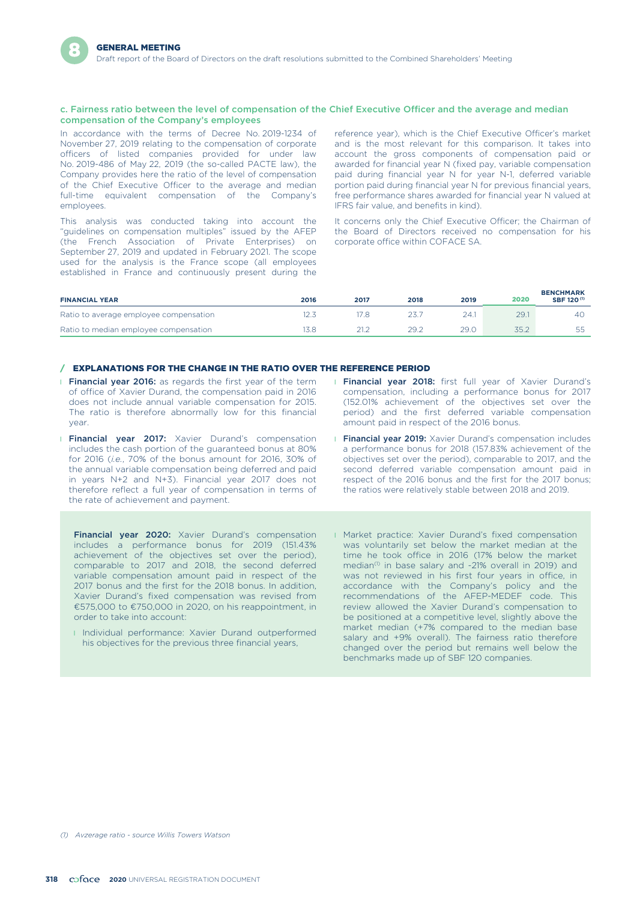### c. Fairness ratio between the level of compensation of the Chief Executive Officer and the average and median compensation of the Company's employees

In accordance with the terms of Decree No. 2019-1234 of November 27, 2019 relating to the compensation of corporate officers of listed companies provided for under law No. 2019-486 of May 22, 2019 (the so-called PACTE law), the Company provides here the ratio of the level of compensation of the Chief Executive Officer to the average and median full-time equivalent compensation of the Company's employees.

This analysis was conducted taking into account the "guidelines on compensation multiples" issued by the AFEP (the French Association of Private Enterprises) on September 27, 2019 and updated in February 2021. The scope used for the analysis is the France scope (all employees established in France and continuously present during the reference year), which is the Chief Executive Officer's market and is the most relevant for this comparison. It takes into account the gross components of compensation paid or awarded for financial year N (fixed pay, variable compensation paid during financial year N for year N-1, deferred variable portion paid during financial year N for previous financial years, free performance shares awarded for financial year N valued at IFRS fair value, and benefits in kind).

It concerns only the Chief Executive Officer; the Chairman of the Board of Directors received no compensation for his corporate office within COFACE SA.

| FINANCIAL YEAR | 2016 | 2017 | 2018 | 2019 | 2020 | BENCHMARK SBF 120 [1] |
|---|---|---|---|---|---|---|
| Ratio to average employee compensation | 12.3 | 17.8 | 23.7 | 24.1 | 29.1 | 40 |
| Ratio to median employee compensation | 13.8 | 21.2 | 29.2 | 29.0 | 35.2 | 55 |

### / EXPLANATIONS FOR THE CHANGE IN THE RATIO OVER THE REFERENCE PERIOD

- **Financial year 2016:** as regards the first year of the term of office of Xavier Durand, the compensation paid in 2016 does not include annual variable compensation for 2015. The ratio is therefore abnormally low for this financial year.
- **Financial year 2017:** Xavier Durand's compensation includes the cash portion of the guaranteed bonus at 80% for 2016 (*i.e.*, 70% of the bonus amount for 2016, 30% of the annual variable compensation being deferred and paid in years N+2 and N+3). Financial year 2017 does not therefore reflect a full year of compensation in terms of the rate of achievement and payment.
- **Financial year 2018:** first full year of Xavier Durand's compensation, including a performance bonus for 2017 (152.01% achievement of the objectives set over the period) and the first deferred variable compensation amount paid in respect of the 2016 bonus.
- **Financial year 2019:** Xavier Durand's compensation includes a performance bonus for 2018 (157.83% achievement of the objectives set over the period), comparable to 2017, and the second deferred variable compensation amount paid in respect of the 2016 bonus and the first for the 2017 bonus; the ratios were relatively stable between 2018 and 2019.

**Financial year 2020:** Xavier Durand's compensation includes a performance bonus for 2019 (151.43% achievement of the objectives set over the period), comparable to 2017 and 2018, the second deferred variable compensation amount paid in respect of the 2017 bonus and the first for the 2018 bonus. In addition, Xavier Durand's fixed compensation was revised from €575,000 to €750,000 in 2020, on his reappointment, in order to take into account:

- Individual performance: Xavier Durand outperformed his objectives for the previous three financial years,
- Market practice: Xavier Durand's fixed compensation was voluntarily set below the market median at the time he took office in 2016 (17% below the market median[1] in base salary and -21% overall in 2019) and was not reviewed in his first four years in office, in accordance with the Company's policy and the recommendations of the AFEP-MEDEF code. This review allowed the Xavier Durand's compensation to be positioned at a competitive level, slightly above the market median (+7% compared to the median base salary and +9% overall). The fairness ratio therefore changed over the period but remains well below the benchmarks made up of SBF 120 companies.

(1) *Avzerage ratio - source Willis Towers Watson*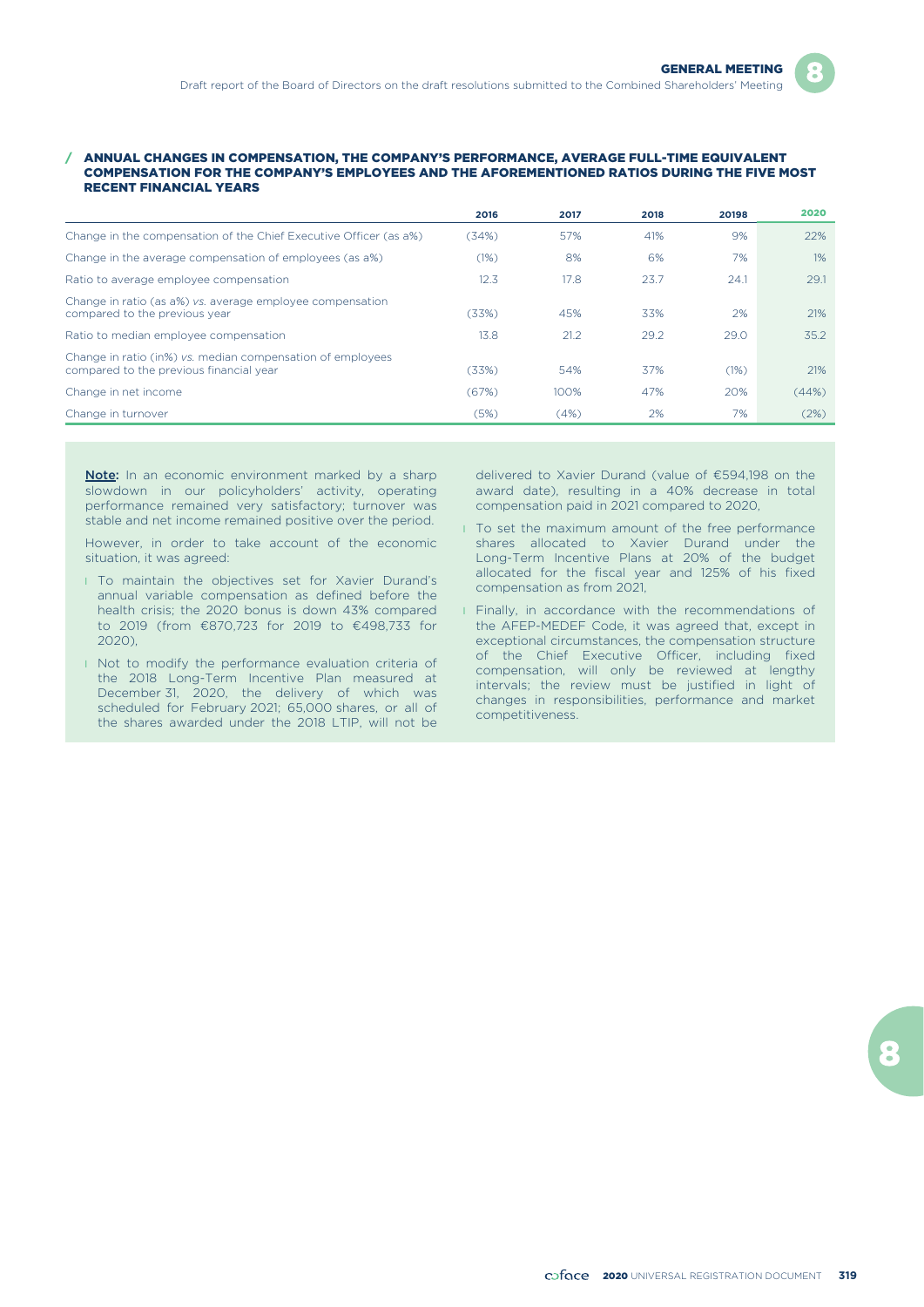## / ANNUAL CHANGES IN COMPENSATION, THE COMPANY'S PERFORMANCE, AVERAGE FULL-TIME EQUIVALENT COMPENSATION FOR THE COMPANY'S EMPLOYEES AND THE AFOREMENTIONED RATIOS DURING THE FIVE MOST RECENT FINANCIAL YEARS

| | 2016 | 2017 | 2018 | 20198 | 2020 |
|---|---|---|---|---|---|
| Change in the compensation of the Chief Executive Officer (as a%) | (34%) | 57% | 41% | 9% | 22% |
| Change in the average compensation of employees (as a%) | (1%) | 8% | 6% | 7% | 1% |
| Ratio to average employee compensation | 12.3 | 17.8 | 23.7 | 24.1 | 29.1 |
| Change in ratio (as a%) *vs.* average employee compensation compared to the previous year | (33%) | 45% | 33% | 2% | 21% |
| Ratio to median employee compensation | 13.8 | 21.2 | 29.2 | 29.0 | 35.2 |
| Change in ratio (in%) *vs.* median compensation of employees compared to the previous financial year | (33%) | 54% | 37% | (1%) | 21% |
| Change in net income | (67%) | 100% | 47% | 20% | (44%) |
| Change in turnover | (5%) | (4%) | 2% | 7% | (2%) |

**Note:** In an economic environment marked by a sharp slowdown in our policyholders' activity, operating performance remained very satisfactory; turnover was stable and net income remained positive over the period.

However, in order to take account of the economic situation, it was agreed:

- To maintain the objectives set for Xavier Durand's annual variable compensation as defined before the health crisis; the 2020 bonus is down 43% compared to 2019 (from €870,723 for 2019 to €498,733 for 2020),
- Not to modify the performance evaluation criteria of the 2018 Long-Term Incentive Plan measured at December 31, 2020, the delivery of which was scheduled for February 2021; 65,000 shares, or all of the shares awarded under the 2018 LTIP, will not be delivered to Xavier Durand (value of €594,198 on the award date), resulting in a 40% decrease in total compensation paid in 2021 compared to 2020,
- To set the maximum amount of the free performance shares allocated to Xavier Durand under the Long-Term Incentive Plans at 20% of the budget allocated for the fiscal year and 125% of his fixed compensation as from 2021,
- Finally, in accordance with the recommendations of the AFEP-MEDEF Code, it was agreed that, except in exceptional circumstances, the compensation structure of the Chief Executive Officer, including fixed compensation, will only be reviewed at lengthy intervals; the review must be justified in light of changes in responsibilities, performance and market competitiveness.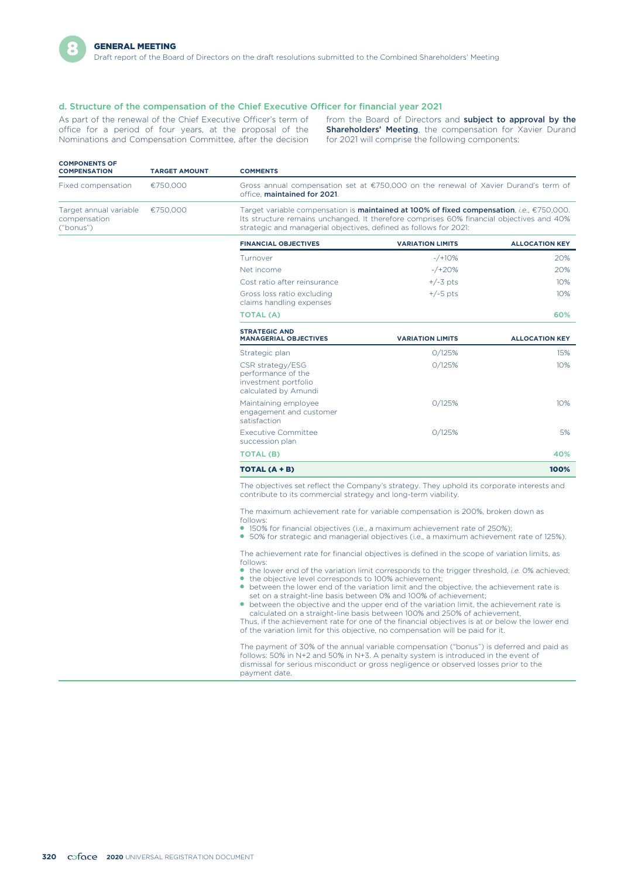### d. Structure of the compensation of the Chief Executive Officer for financial year 2021

As part of the renewal of the Chief Executive Officer's term of office for a period of four years, at the proposal of the Nominations and Compensation Committee, after the decision from the Board of Directors and **subject to approval by the Shareholders' Meeting**, the compensation for Xavier Durand for 2021 will comprise the following components:

| COMPONENTS OF COMPENSATION | TARGET AMOUNT | COMMENTS |
|---|---|---|
| Fixed compensation | €750,000 | Gross annual compensation set at €750,000 on the renewal of Xavier Durand's term of office, **maintained for 2021**. |
| Target annual variable compensation ("bonus") | €750,000 | Target variable compensation is **maintained at 100% of fixed compensation**, *i.e.*, €750,000. Its structure remains unchanged. It therefore comprises 60% financial objectives and 40% strategic and managerial objectives, defined as follows for 2021: |

| FINANCIAL OBJECTIVES | VARIATION LIMITS | ALLOCATION KEY |
|---|---|---|
| Turnover | -/+10% | 20% |
| Net income | -/+20% | 20% |
| Cost ratio after reinsurance | +/-3 pts | 10% |
| Gross loss ratio excluding claims handling expenses | +/-5 pts | 10% |
| **TOTAL (A)** | | **60%** |
| **STRATEGIC AND MANAGERIAL OBJECTIVES** | **VARIATION LIMITS** | **ALLOCATION KEY** |
| Strategic plan | 0/125% | 15% |
| CSR strategy/ESG performance of the investment portfolio calculated by Amundi | 0/125% | 10% |
| Maintaining employee engagement and customer satisfaction | 0/125% | 10% |
| Executive Committee succession plan | 0/125% | 5% |
| **TOTAL (B)** | | **40%** |
| **TOTAL (A + B)** | | **100%** |

The objectives set reflect the Company's strategy. They uphold its corporate interests and contribute to its commercial strategy and long-term viability.

The maximum achievement rate for variable compensation is 200%, broken down as follows:

- 150% for financial objectives (i.e., a maximum achievement rate of 250%);
- 50% for strategic and managerial objectives (i.e., a maximum achievement rate of 125%).

The achievement rate for financial objectives is defined in the scope of variation limits, as follows:

- the lower end of the variation limit corresponds to the trigger threshold, *i.e.* 0% achieved;
- the objective level corresponds to 100% achievement;
- between the lower end of the variation limit and the objective, the achievement rate is set on a straight-line basis between 0% and 100% of achievement;
- between the objective and the upper end of the variation limit, the achievement rate is calculated on a straight-line basis between 100% and 250% of achievement,

Thus, if the achievement rate for one of the financial objectives is at or below the lower end of the variation limit for this objective, no compensation will be paid for it.

The payment of 30% of the annual variable compensation ("bonus") is deferred and paid as follows: 50% in N+2 and 50% in N+3. A penalty system is introduced in the event of dismissal for serious misconduct or gross negligence or observed losses prior to the payment date.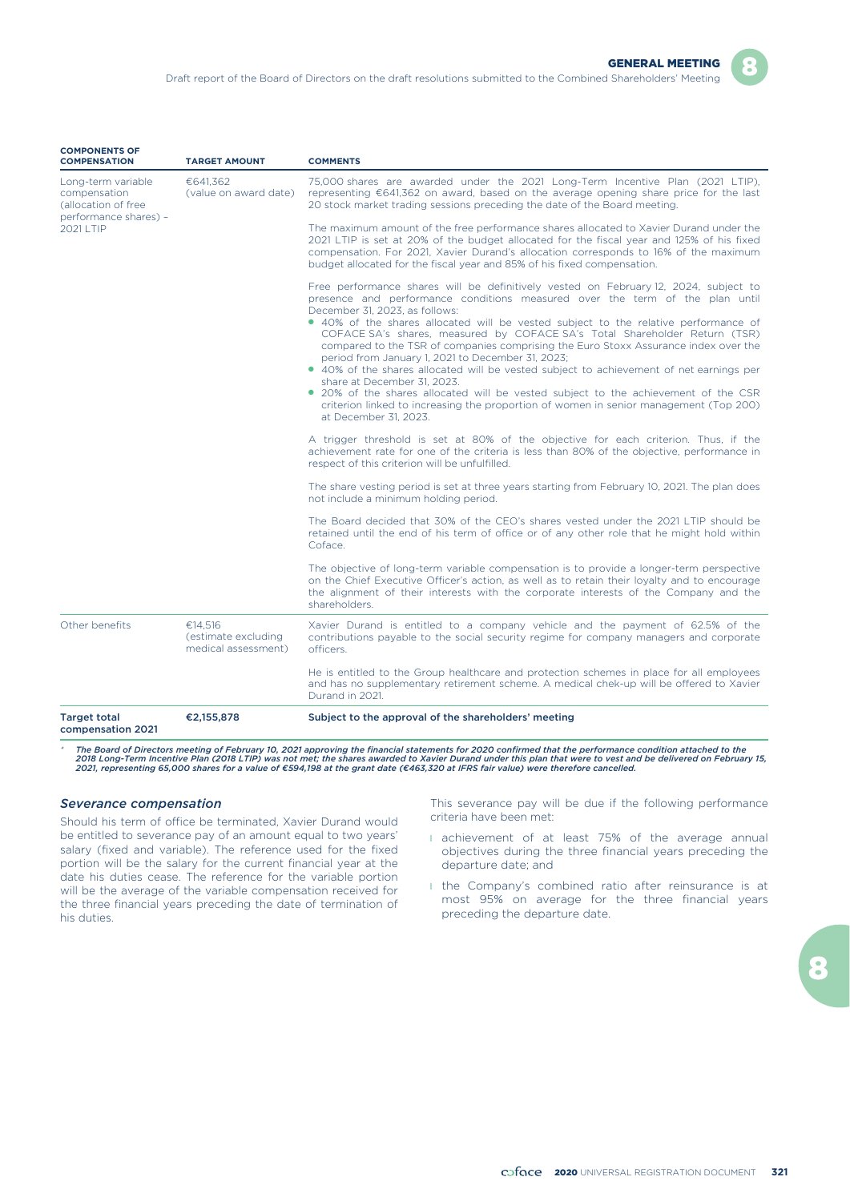| COMPONENTS OF COMPENSATION | TARGET AMOUNT | COMMENTS |
|---|---|---|
| Long-term variable compensation (allocation of free performance shares) – 2021 LTIP | €641,362 (value on award date) | 75,000 shares are awarded under the 2021 Long-Term Incentive Plan (2021 LTIP), representing €641,362 on award, based on the average opening share price for the last 20 stock market trading sessions preceding the date of the Board meeting.<br><br>The maximum amount of the free performance shares allocated to Xavier Durand under the 2021 LTIP is set at 20% of the budget allocated for the fiscal year and 125% of his fixed compensation. For 2021, Xavier Durand's allocation corresponds to 16% of the maximum budget allocated for the fiscal year and 85% of his fixed compensation.<br><br>Free performance shares will be definitively vested on February 12, 2024, subject to presence and performance conditions measured over the term of the plan until December 31, 2023, as follows:<br>• 40% of the shares allocated will be vested subject to the relative performance of COFACE SA's shares, measured by COFACE SA's Total Shareholder Return (TSR) compared to the TSR of companies comprising the Euro Stoxx Assurance index over the period from January 1, 2021 to December 31, 2023;<br>• 40% of the shares allocated will be vested subject to achievement of net earnings per share at December 31, 2023.<br>• 20% of the shares allocated will be vested subject to the achievement of the CSR criterion linked to increasing the proportion of women in senior management (Top 200) at December 31, 2023.<br><br>A trigger threshold is set at 80% of the objective for each criterion. Thus, if the achievement rate for one of the criteria is less than 80% of the objective, performance in respect of this criterion will be unfulfilled.<br><br>The share vesting period is set at three years starting from February 10, 2021. The plan does not include a minimum holding period.<br><br>The Board decided that 30% of the CEO's shares vested under the 2021 LTIP should be retained until the end of his term of office or of any other role that he might hold within Coface.<br><br>The objective of long-term variable compensation is to provide a longer-term perspective on the Chief Executive Officer's action, as well as to retain their loyalty and to encourage the alignment of their interests with the corporate interests of the Company and the shareholders. |
| Other benefits | €14,516 (estimate excluding medical assessment) | Xavier Durand is entitled to a company vehicle and the payment of 62.5% of the contributions payable to the social security regime for company managers and corporate officers.<br><br>He is entitled to the Group healthcare and protection schemes in place for all employees and has no supplementary retirement scheme. A medical chek-up will be offered to Xavier Durand in 2021. |
| **Target total compensation 2021** | **€2,155,878** | **Subject to the approval of the shareholders' meeting** |

*\* The Board of Directors meeting of February 10, 2021 approving the financial statements for 2020 confirmed that the performance condition attached to the 2018 Long-Term Incentive Plan (2018 LTIP) was not met; the shares awarded to Xavier Durand under this plan that were to vest and be delivered on February 15, 2021, representing 65,000 shares for a value of €594,198 at the grant date (€463,320 at IFRS fair value) were therefore cancelled.*

### *Severance compensation*

Should his term of office be terminated, Xavier Durand would be entitled to severance pay of an amount equal to two years' salary (fixed and variable). The reference used for the fixed portion will be the salary for the current financial year at the date his duties cease. The reference for the variable portion will be the average of the variable compensation received for the three financial years preceding the date of termination of his duties.

This severance pay will be due if the following performance criteria have been met:

- achievement of at least 75% of the average annual objectives during the three financial years preceding the departure date; and
- the Company's combined ratio after reinsurance is at most 95% on average for the three financial years preceding the departure date.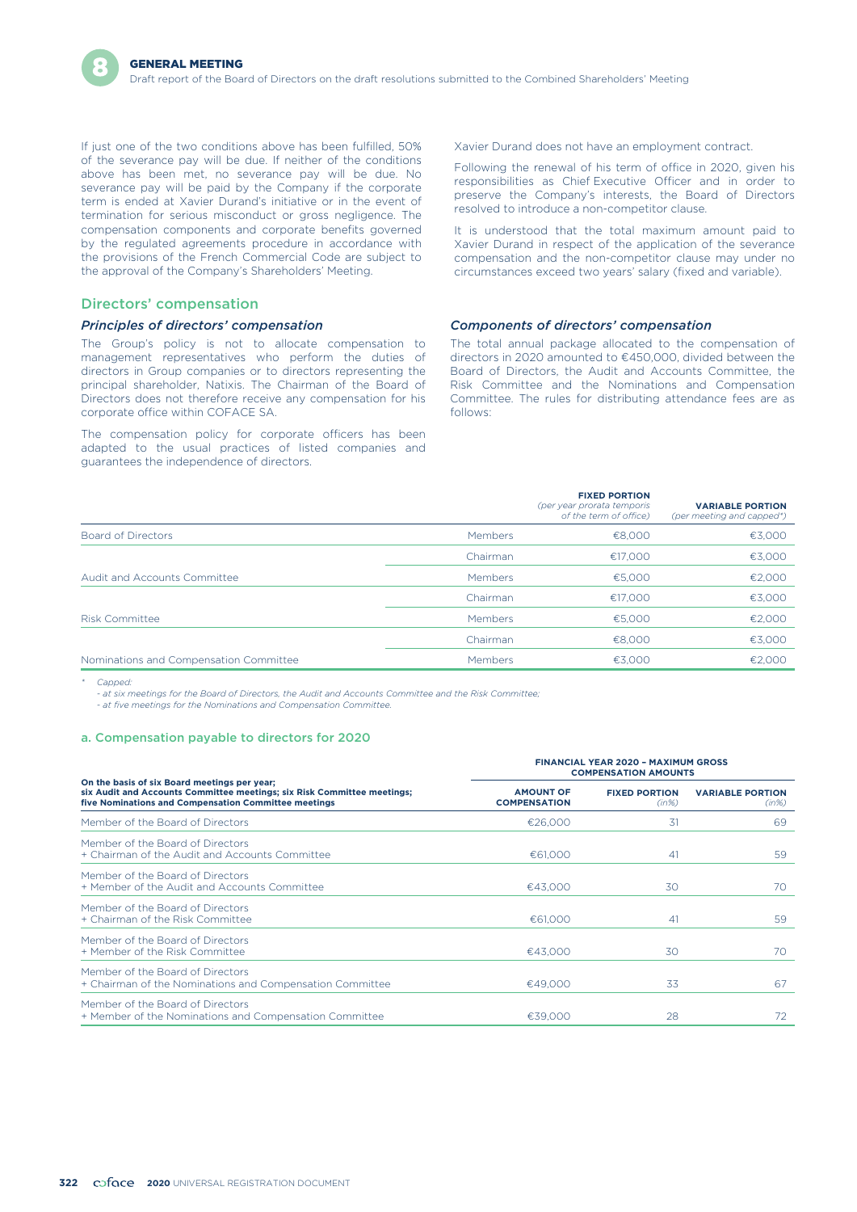If just one of the two conditions above has been fulfilled, 50% of the severance pay will be due. If neither of the conditions above has been met, no severance pay will be due. No severance pay will be paid by the Company if the corporate term is ended at Xavier Durand's initiative or in the event of termination for serious misconduct or gross negligence. The compensation components and corporate benefits governed by the regulated agreements procedure in accordance with the provisions of the French Commercial Code are subject to the approval of the Company's Shareholders' Meeting.

Xavier Durand does not have an employment contract.

Following the renewal of his term of office in 2020, given his responsibilities as Chief Executive Officer and in order to preserve the Company's interests, the Board of Directors resolved to introduce a non-competitor clause.

It is understood that the total maximum amount paid to Xavier Durand in respect of the application of the severance compensation and the non-competitor clause may under no circumstances exceed two years' salary (fixed and variable).

## Directors' compensation

### *Principles of directors' compensation*

The Group's policy is not to allocate compensation to management representatives who perform the duties of directors in Group companies or to directors representing the principal shareholder, Natixis. The Chairman of the Board of Directors does not therefore receive any compensation for his corporate office within COFACE SA.

The compensation policy for corporate officers has been adapted to the usual practices of listed companies and guarantees the independence of directors.

### *Components of directors' compensation*

The total annual package allocated to the compensation of directors in 2020 amounted to €450,000, divided between the Board of Directors, the Audit and Accounts Committee, the Risk Committee and the Nominations and Compensation Committee. The rules for distributing attendance fees are as follows:

| | | FIXED PORTION *(per year prorata temporis of the term of office)* | VARIABLE PORTION *(per meeting and capped\*)* |
|---|---|---|---|
| Board of Directors | Members | €8,000 | €3,000 |
| | Chairman | €17,000 | €3,000 |
| Audit and Accounts Committee | Members | €5,000 | €2,000 |
| | Chairman | €17,000 | €3,000 |
| Risk Committee | Members | €5,000 | €2,000 |
| | Chairman | €8,000 | €3,000 |
| Nominations and Compensation Committee | Members | €3,000 | €2,000 |

\* *Capped:*
*- at six meetings for the Board of Directors, the Audit and Accounts Committee and the Risk Committee;*
*- at five meetings for the Nominations and Compensation Committee.*

### a. Compensation payable to directors for 2020

| On the basis of six Board meetings per year; six Audit and Accounts Committee meetings; six Risk Committee meetings; five Nominations and Compensation Committee meetings | FINANCIAL YEAR 2020 – MAXIMUM GROSS COMPENSATION AMOUNTS | | |
|---|---|---|---|
| | AMOUNT OF COMPENSATION | FIXED PORTION *(in%)* | VARIABLE PORTION *(in%)* |
| Member of the Board of Directors | €26,000 | 31 | 69 |
| Member of the Board of Directors + Chairman of the Audit and Accounts Committee | €61,000 | 41 | 59 |
| Member of the Board of Directors + Member of the Audit and Accounts Committee | €43,000 | 30 | 70 |
| Member of the Board of Directors + Chairman of the Risk Committee | €61,000 | 41 | 59 |
| Member of the Board of Directors + Member of the Risk Committee | €43,000 | 30 | 70 |
| Member of the Board of Directors + Chairman of the Nominations and Compensation Committee | €49,000 | 33 | 67 |
| Member of the Board of Directors + Member of the Nominations and Compensation Committee | €39,000 | 28 | 72 |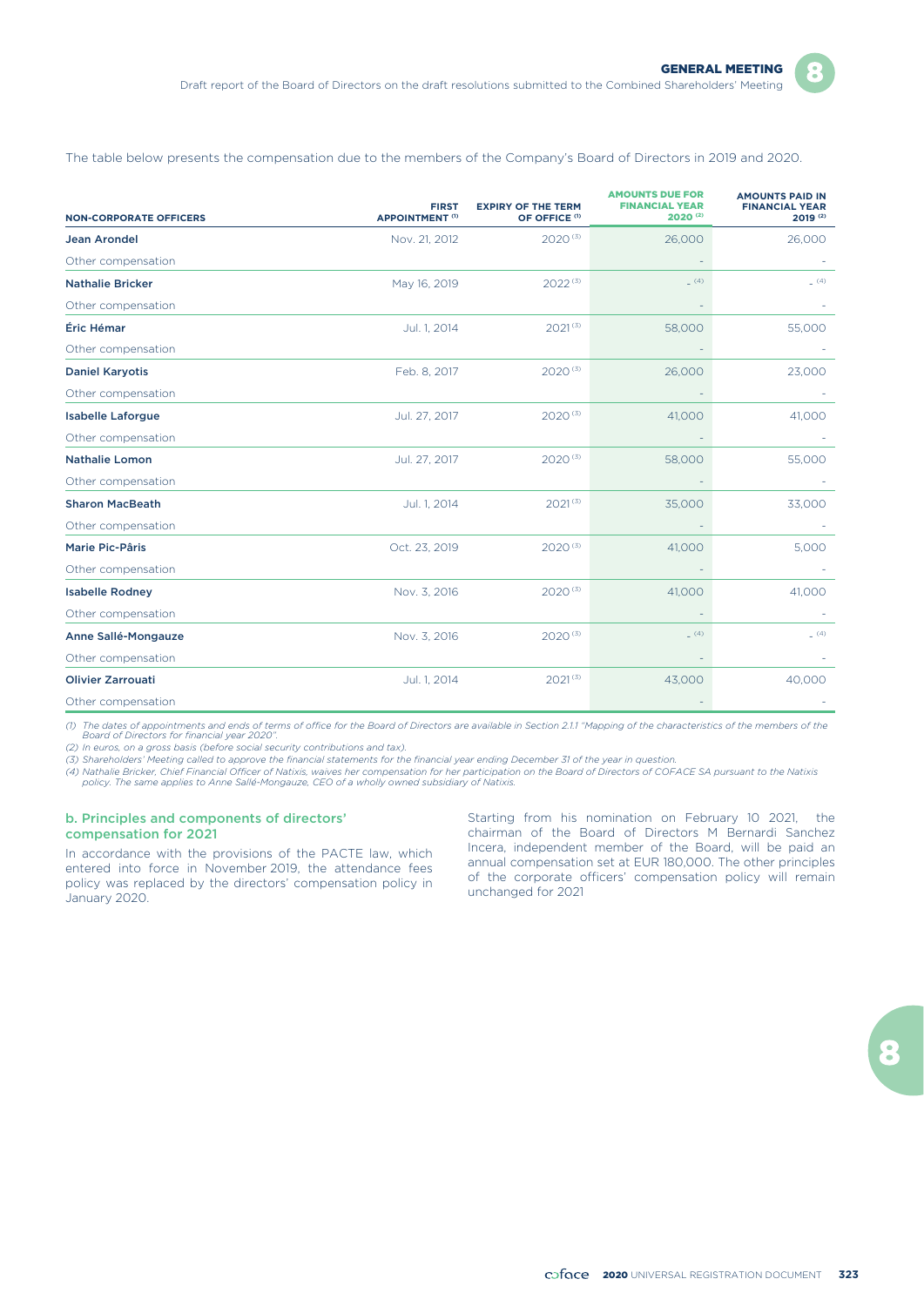The table below presents the compensation due to the members of the Company's Board of Directors in 2019 and 2020.

| NON-CORPORATE OFFICERS | FIRST APPOINTMENT [(1)] | EXPIRY OF THE TERM OF OFFICE [(1)] | AMOUNTS DUE FOR FINANCIAL YEAR 2020 [(2)] | AMOUNTS PAID IN FINANCIAL YEAR 2019 [(2)] |
|---|---|---|---|---|
| **Jean Arondel** | Nov. 21, 2012 | 2020 [(3)] | 26,000 | 26,000 |
| Other compensation | | | - | - |
| **Nathalie Bricker** | May 16, 2019 | 2022 [(3)] | - [(4)] | - [(4)] |
| Other compensation | | | - | - |
| **Éric Hémar** | Jul. 1, 2014 | 2021 [(3)] | 58,000 | 55,000 |
| Other compensation | | | - | - |
| **Daniel Karyotis** | Feb. 8, 2017 | 2020 [(3)] | 26,000 | 23,000 |
| Other compensation | | | - | - |
| **Isabelle Laforgue** | Jul. 27, 2017 | 2020 [(3)] | 41,000 | 41,000 |
| Other compensation | | | - | - |
| **Nathalie Lomon** | Jul. 27, 2017 | 2020 [(3)] | 58,000 | 55,000 |
| Other compensation | | | - | - |
| **Sharon MacBeath** | Jul. 1, 2014 | 2021 [(3)] | 35,000 | 33,000 |
| Other compensation | | | - | - |
| **Marie Pic-Pâris** | Oct. 23, 2019 | 2020 [(3)] | 41,000 | 5,000 |
| Other compensation | | | - | - |
| **Isabelle Rodney** | Nov. 3, 2016 | 2020 [(3)] | 41,000 | 41,000 |
| Other compensation | | | - | - |
| **Anne Sallé-Mongauze** | Nov. 3, 2016 | 2020 [(3)] | - [(4)] | - [(4)] |
| Other compensation | | | - | - |
| **Olivier Zarrouati** | Jul. 1, 2014 | 2021 [(3)] | 43,000 | 40,000 |
| Other compensation | | | - | - |

*(1) The dates of appointments and ends of terms of office for the Board of Directors are available in Section 2.1.1 "Mapping of the characteristics of the members of the Board of Directors for financial year 2020".*
*(2) In euros, on a gross basis (before social security contributions and tax).*
*(3) Shareholders' Meeting called to approve the financial statements for the financial year ending December 31 of the year in question.*
*(4) Nathalie Bricker, Chief Financial Officer of Natixis, waives her compensation for her participation on the Board of Directors of COFACE SA pursuant to the Natixis policy. The same applies to Anne Sallé-Mongauze, CEO of a wholly owned subsidiary of Natixis.*

### b. Principles and components of directors' compensation for 2021

In accordance with the provisions of the PACTE law, which entered into force in November 2019, the attendance fees policy was replaced by the directors' compensation policy in January 2020.

Starting from his nomination on February 10 2021, the chairman of the Board of Directors M Bernardi Sanchez Incera, independent member of the Board, will be paid an annual compensation set at EUR 180,000. The other principles of the corporate officers' compensation policy will remain unchanged for 2021